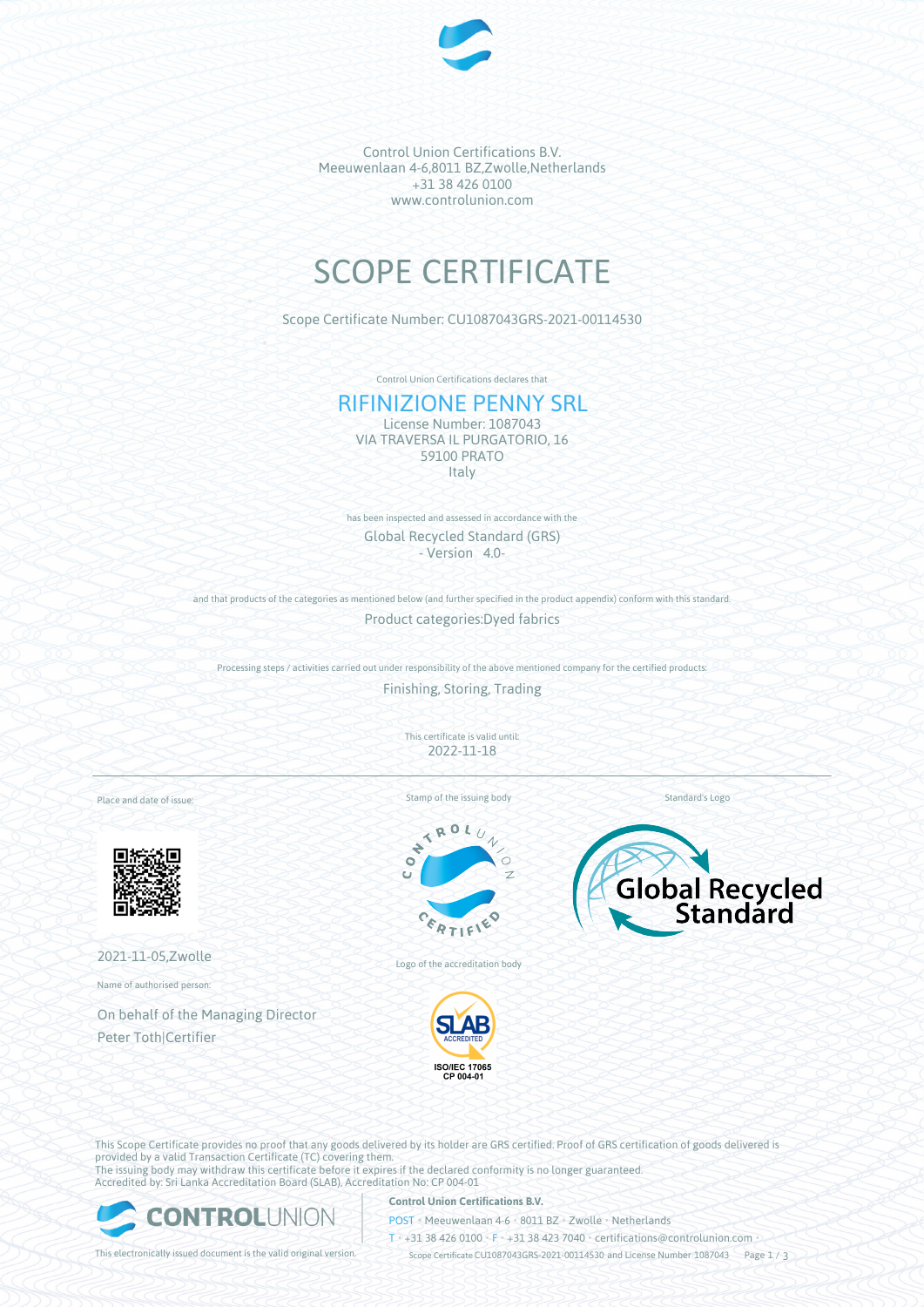Control Union Certifications B.V.
Meeuwenlaan 4-6,8011 BZ,Zwolle,Netherlands
+31 38 426 0100
www.controlunion.com

# SCOPE CERTIFICATE

Scope Certificate Number: CU1087043GRS-2021-00114530

Control Union Certifications declares that

## RIFINIZIONE PENNY SRL

License Number: 1087043
VIA TRAVERSA IL PURGATORIO, 16
59100 PRATO
Italy

has been inspected and assessed in accordance with the

Global Recycled Standard (GRS)
\- Version 4.0-

and that products of the categories as mentioned below (and further specified in the product appendix) conform with this standard.

Product categories:Dyed fabrics

Processing steps / activities carried out under responsibility of the above mentioned company for the certified products:

Finishing, Storing, Trading

This certificate is valid until:
2022-11-18

Place and date of issue:

2021-11-05,Zwolle

Name of authorised person:

On behalf of the Managing Director
Peter Toth|Certifier

Stamp of the issuing body

Logo of the accreditation body

ISO/IEC 17065
CP 004-01

Standard's Logo

This Scope Certificate provides no proof that any goods delivered by its holder are GRS certified. Proof of GRS certification of goods delivered is provided by a valid Transaction Certificate (TC) covering them.
The issuing body may withdraw this certificate before it expires if the declared conformity is no longer guaranteed.
Accredited by: Sri Lanka Accreditation Board (SLAB), Accreditation No: CP 004-01

**Control Union Certifications B.V.**
POST • Meeuwenlaan 4-6 • 8011 BZ • Zwolle • Netherlands
T • +31 38 426 0100 • F • +31 38 423 7040 • certifications@controlunion.com •

This electronically issued document is the valid original version.

Scope Certificate CU1087043GRS-2021-00114530 and License Number 1087043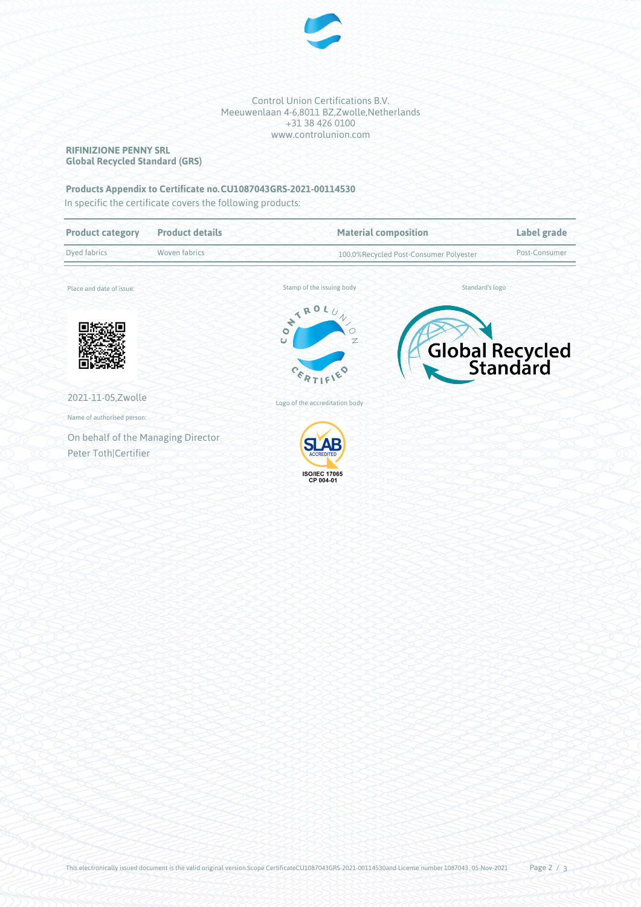Control Union Certifications B.V.
Meeuwenlaan 4-6,8011 BZ,Zwolle,Netherlands
+31 38 426 0100
www.controlunion.com

**RIFINIZIONE PENNY SRL**
**Global Recycled Standard (GRS)**

**Products Appendix to Certificate no.CU1087043GRS-2021-00114530**

In specific the certificate covers the following products:

| Product category | Product details | Material composition | Label grade |
|---|---|---|---|
| Dyed fabrics | Woven fabrics | 100.0%Recycled Post-Consumer Polyester | Post-Consumer |

Place and date of issue:

Stamp of the issuing body

Standard's logo

2021-11-05,Zwolle

Logo of the accreditation body

ISO/IEC 17065
CP 004-01

Name of authorised person:

On behalf of the Managing Director
Peter Toth|Certifier

This electronically issued document is the valid original version.Scope CertificateCU1087043GRS-2021-00114530and License number 1087043 , 05-Nov-2021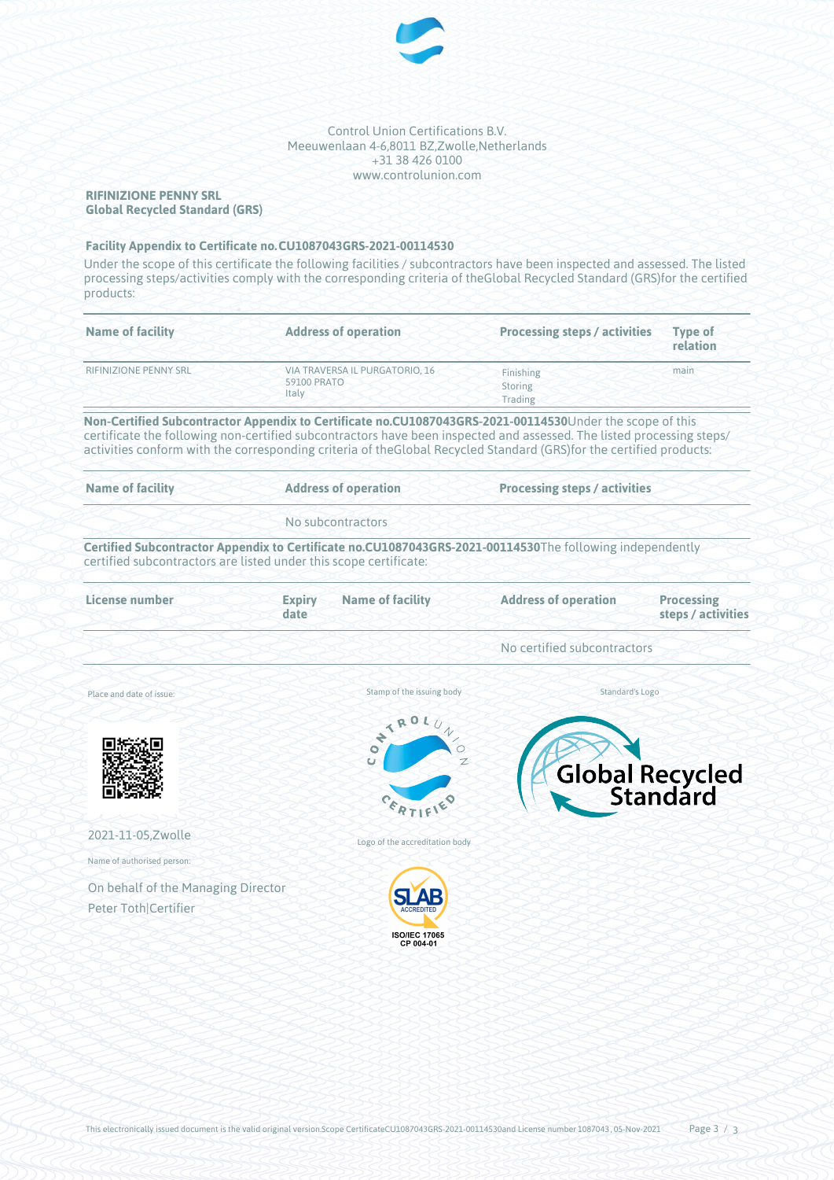Control Union Certifications B.V.
Meeuwenlaan 4-6,8011 BZ,Zwolle,Netherlands
+31 38 426 0100
www.controlunion.com

**RIFINIZIONE PENNY SRL**
**Global Recycled Standard (GRS)**

**Facility Appendix to Certificate no. CU1087043GRS-2021-00114530**

Under the scope of this certificate the following facilities / subcontractors have been inspected and assessed. The listed processing steps/activities comply with the corresponding criteria of theGlobal Recycled Standard (GRS)for the certified products:

| Name of facility | Address of operation | Processing steps / activities | Type of relation |
|---|---|---|---|
| RIFINIZIONE PENNY SRL | VIA TRAVERSA IL PURGATORIO, 16<br>59100 PRATO<br>Italy | Finishing<br>Storing<br>Trading | main |

**Non-Certified Subcontractor Appendix to Certificate no.CU1087043GRS-2021-00114530**Under the scope of this certificate the following non-certified subcontractors have been inspected and assessed. The listed processing steps/ activities conform with the corresponding criteria of theGlobal Recycled Standard (GRS)for the certified products:

| Name of facility | Address of operation | Processing steps / activities |
|---|---|---|
| | No subcontractors | |

**Certified Subcontractor Appendix to Certificate no.CU1087043GRS-2021-00114530**The following independently certified subcontractors are listed under this scope certificate:

| License number | Expiry date | Name of facility | Address of operation | Processing steps / activities |
|---|---|---|---|---|
| | | | No certified subcontractors | |

Place and date of issue:

2021-11-05,Zwolle

Name of authorised person:

On behalf of the Managing Director
Peter Toth|Certifier

Stamp of the issuing body

Standard's Logo

Logo of the accreditation body

ISO/IEC 17065
CP 004-01

This electronically issued document is the valid original version.Scope CertificateCU1087043GRS-2021-00114530and License number 1087043 , 05-Nov-2021